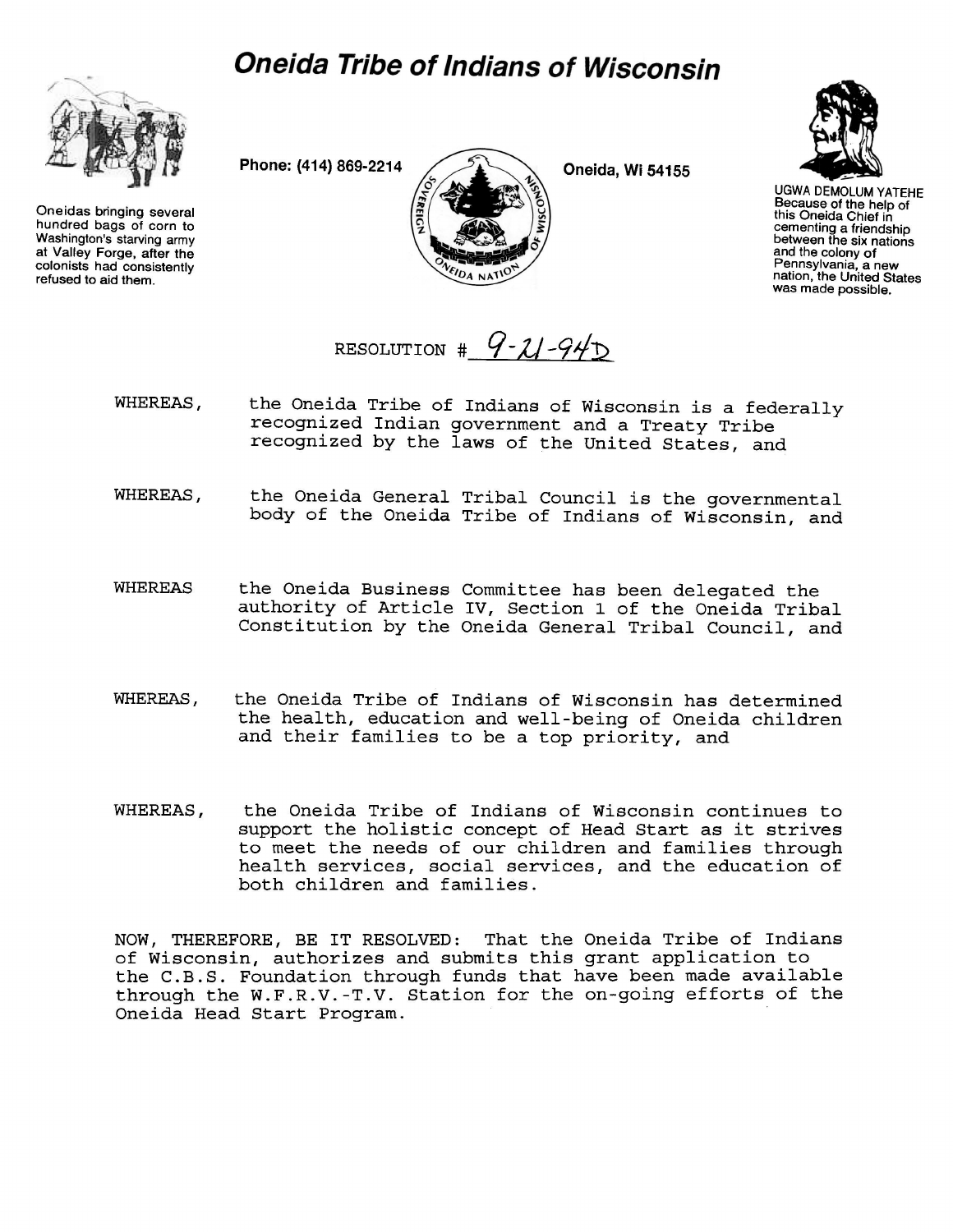# Oneida Tribe of Indians of Wisconsin

Oneidas bringing several hundred bags of corn to Washington's starving army at Valley Forge, after the colonists had consistently refused to aid them.

Phone: (414) 869-2214

Oneida, Wi 54155

UGWA DEMOLUM YATEHE
Because of the help of this Oneida Chief in cementing a friendship between the six nations and the colony of Pennsylvania, a new nation, the United States was made possible.

RESOLUTION # 9-21-94D

WHEREAS, the Oneida Tribe of Indians of Wisconsin is a federally recognized Indian government and a Treaty Tribe recognized by the laws of the United States, and

WHEREAS, the Oneida General Tribal Council is the governmental body of the Oneida Tribe of Indians of Wisconsin, and

WHEREAS the Oneida Business Committee has been delegated the authority of Article IV, Section 1 of the Oneida Tribal Constitution by the Oneida General Tribal Council, and

WHEREAS, the Oneida Tribe of Indians of Wisconsin has determined the health, education and well-being of Oneida children and their families to be a top priority, and

WHEREAS, the Oneida Tribe of Indians of Wisconsin continues to support the holistic concept of Head Start as it strives to meet the needs of our children and families through health services, social services, and the education of both children and families.

NOW, THEREFORE, BE IT RESOLVED: That the Oneida Tribe of Indians of Wisconsin, authorizes and submits this grant application to the C.B.S. Foundation through funds that have been made available through the W.F.R.V.-T.V. Station for the on-going efforts of the Oneida Head Start Program.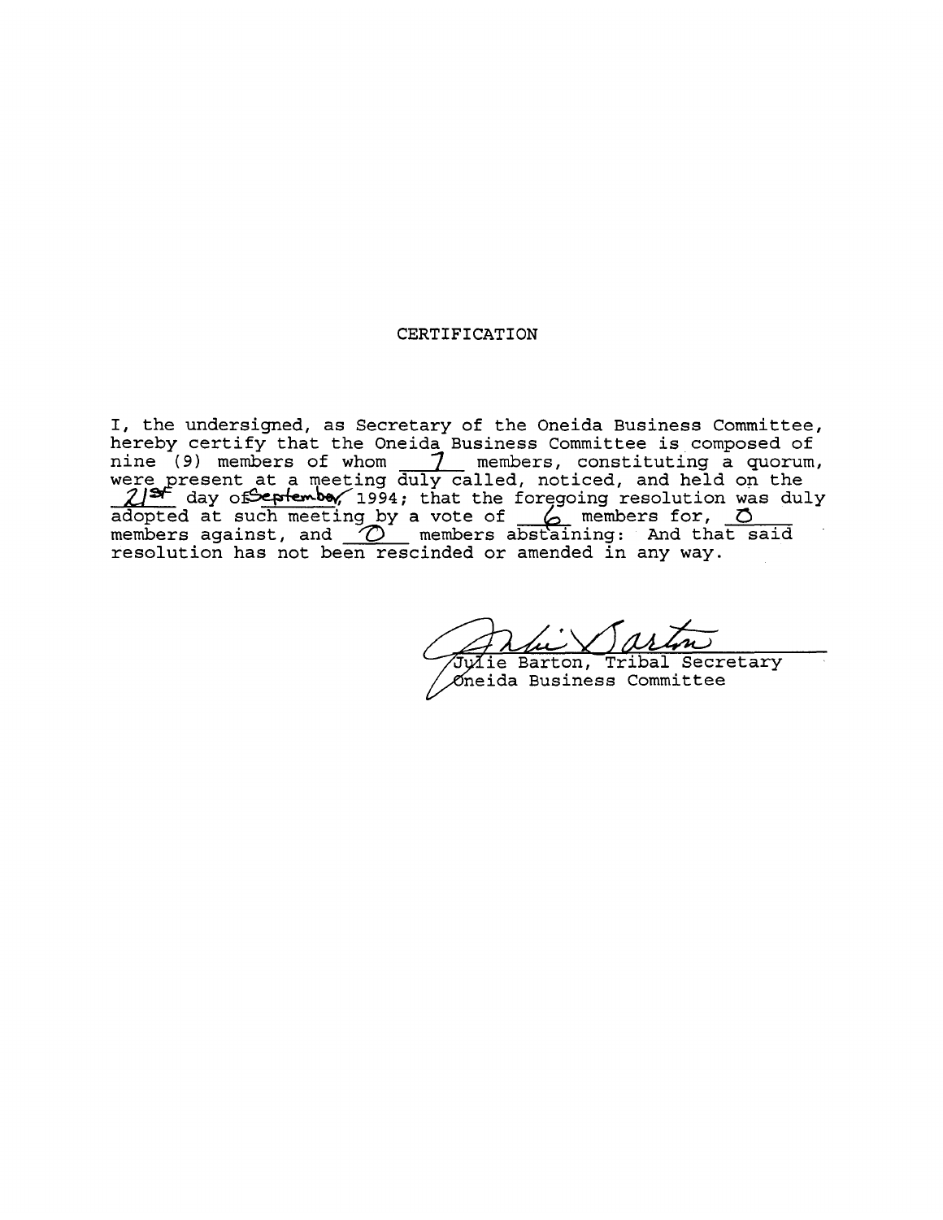# CERTIFICATION

I, the undersigned, as Secretary of the Oneida Business Committee, hereby certify that the Oneida Business Committee is composed of nine (9) members of whom 7 members, constituting a quorum, were present at a meeting duly called, noticed, and held on the 21st day of September 1994; that the foregoing resolution was duly adopted at such meeting by a vote of 6 members for, 0 members against, and 0 members abstaining: And that said resolution has not been rescinded or amended in any way.

Julie Barton, Tribal Secretary
Oneida Business Committee